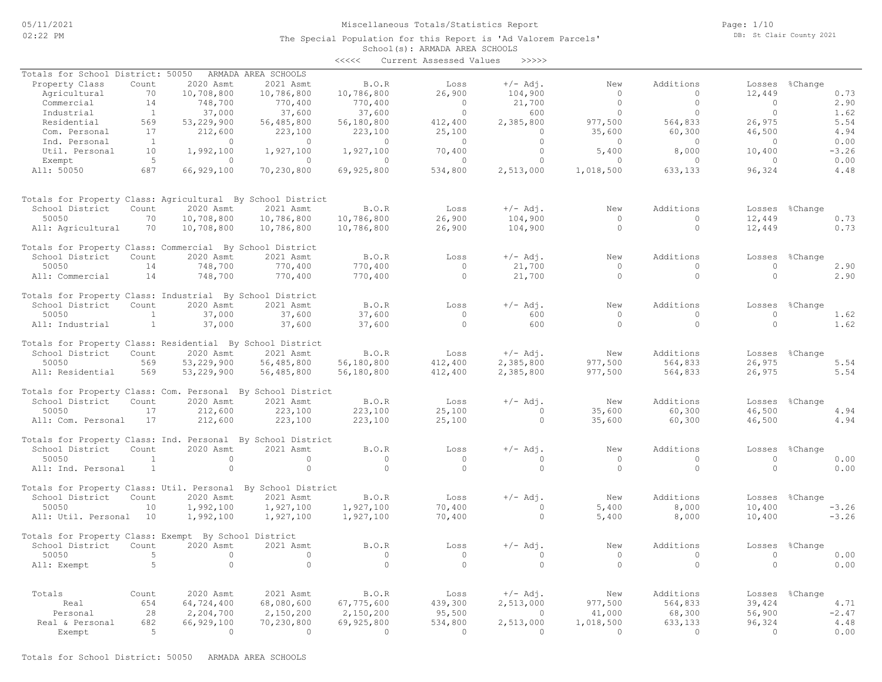Miscellaneous Totals/Statistics Report

The Special Population for this Report is 'Ad Valorem Parcels'

School(s): ARMADA AREA SCHOOLS

<<<<< Current Assessed Values >>>>>

## Totals for School District: 50050 ARMADA AREA SCHOOLS

| Property Class | Count | 2020 Asmt | 2021 Asmt | B.O.R | Loss | +/- Adj. | New | Additions | Losses | %Change |
|---|---|---|---|---|---|---|---|---|---|---|
| Agricultural | 70 | 10,708,800 | 10,786,800 | 10,786,800 | 26,900 | 104,900 | 0 | 0 | 12,449 | 0.73 |
| Commercial | 14 | 748,700 | 770,400 | 770,400 | 0 | 21,700 | 0 | 0 | 0 | 2.90 |
| Industrial | 1 | 37,000 | 37,600 | 37,600 | 0 | 600 | 0 | 0 | 0 | 1.62 |
| Residential | 569 | 53,229,900 | 56,485,800 | 56,180,800 | 412,400 | 2,385,800 | 977,500 | 564,833 | 26,975 | 5.54 |
| Com. Personal | 17 | 212,600 | 223,100 | 223,100 | 25,100 | 0 | 35,600 | 60,300 | 46,500 | 4.94 |
| Ind. Personal | 1 | 0 | 0 | 0 | 0 | 0 | 0 | 0 | 0 | 0.00 |
| Util. Personal | 10 | 1,992,100 | 1,927,100 | 1,927,100 | 70,400 | 0 | 5,400 | 8,000 | 10,400 | -3.26 |
| Exempt | 5 | 0 | 0 | 0 | 0 | 0 | 0 | 0 | 0 | 0.00 |
| All: 50050 | 687 | 66,929,100 | 70,230,800 | 69,925,800 | 534,800 | 2,513,000 | 1,018,500 | 633,133 | 96,324 | 4.48 |

## Totals for Property Class: Agricultural By School District

| School District | Count | 2020 Asmt | 2021 Asmt | B.O.R | Loss | +/- Adj. | New | Additions | Losses | %Change |
|---|---|---|---|---|---|---|---|---|---|---|
| 50050 | 70 | 10,708,800 | 10,786,800 | 10,786,800 | 26,900 | 104,900 | 0 | 0 | 12,449 | 0.73 |
| All: Agricultural | 70 | 10,708,800 | 10,786,800 | 10,786,800 | 26,900 | 104,900 | 0 | 0 | 12,449 | 0.73 |

## Totals for Property Class: Commercial By School District

| School District | Count | 2020 Asmt | 2021 Asmt | B.O.R | Loss | +/- Adj. | New | Additions | Losses | %Change |
|---|---|---|---|---|---|---|---|---|---|---|
| 50050 | 14 | 748,700 | 770,400 | 770,400 | 0 | 21,700 | 0 | 0 | 0 | 2.90 |
| All: Commercial | 14 | 748,700 | 770,400 | 770,400 | 0 | 21,700 | 0 | 0 | 0 | 2.90 |

## Totals for Property Class: Industrial By School District

| School District | Count | 2020 Asmt | 2021 Asmt | B.O.R | Loss | +/- Adj. | New | Additions | Losses | %Change |
|---|---|---|---|---|---|---|---|---|---|---|
| 50050 | 1 | 37,000 | 37,600 | 37,600 | 0 | 600 | 0 | 0 | 0 | 1.62 |
| All: Industrial | 1 | 37,000 | 37,600 | 37,600 | 0 | 600 | 0 | 0 | 0 | 1.62 |

## Totals for Property Class: Residential By School District

| School District | Count | 2020 Asmt | 2021 Asmt | B.O.R | Loss | +/- Adj. | New | Additions | Losses | %Change |
|---|---|---|---|---|---|---|---|---|---|---|
| 50050 | 569 | 53,229,900 | 56,485,800 | 56,180,800 | 412,400 | 2,385,800 | 977,500 | 564,833 | 26,975 | 5.54 |
| All: Residential | 569 | 53,229,900 | 56,485,800 | 56,180,800 | 412,400 | 2,385,800 | 977,500 | 564,833 | 26,975 | 5.54 |

## Totals for Property Class: Com. Personal By School District

| School District | Count | 2020 Asmt | 2021 Asmt | B.O.R | Loss | +/- Adj. | New | Additions | Losses | %Change |
|---|---|---|---|---|---|---|---|---|---|---|
| 50050 | 17 | 212,600 | 223,100 | 223,100 | 25,100 | 0 | 35,600 | 60,300 | 46,500 | 4.94 |
| All: Com. Personal | 17 | 212,600 | 223,100 | 223,100 | 25,100 | 0 | 35,600 | 60,300 | 46,500 | 4.94 |

## Totals for Property Class: Ind. Personal By School District

| School District | Count | 2020 Asmt | 2021 Asmt | B.O.R | Loss | +/- Adj. | New | Additions | Losses | %Change |
|---|---|---|---|---|---|---|---|---|---|---|
| 50050 | 1 | 0 | 0 | 0 | 0 | 0 | 0 | 0 | 0 | 0.00 |
| All: Ind. Personal | 1 | 0 | 0 | 0 | 0 | 0 | 0 | 0 | 0 | 0.00 |

## Totals for Property Class: Util. Personal By School District

| School District | Count | 2020 Asmt | 2021 Asmt | B.O.R | Loss | +/- Adj. | New | Additions | Losses | %Change |
|---|---|---|---|---|---|---|---|---|---|---|
| 50050 | 10 | 1,992,100 | 1,927,100 | 1,927,100 | 70,400 | 0 | 5,400 | 8,000 | 10,400 | -3.26 |
| All: Util. Personal | 10 | 1,992,100 | 1,927,100 | 1,927,100 | 70,400 | 0 | 5,400 | 8,000 | 10,400 | -3.26 |

## Totals for Property Class: Exempt By School District

| School District | Count | 2020 Asmt | 2021 Asmt | B.O.R | Loss | +/- Adj. | New | Additions | Losses | %Change |
|---|---|---|---|---|---|---|---|---|---|---|
| 50050 | 5 | 0 | 0 | 0 | 0 | 0 | 0 | 0 | 0 | 0.00 |
| All: Exempt | 5 | 0 | 0 | 0 | 0 | 0 | 0 | 0 | 0 | 0.00 |

## Totals

| Totals | Count | 2020 Asmt | 2021 Asmt | B.O.R | Loss | +/- Adj. | New | Additions | Losses | %Change |
|---|---|---|---|---|---|---|---|---|---|---|
| Real | 654 | 64,724,400 | 68,080,600 | 67,775,600 | 439,300 | 2,513,000 | 977,500 | 564,833 | 39,424 | 4.71 |
| Personal | 28 | 2,204,700 | 2,150,200 | 2,150,200 | 95,500 | 0 | 41,000 | 68,300 | 56,900 | -2.47 |
| Real & Personal | 682 | 66,929,100 | 70,230,800 | 69,925,800 | 534,800 | 2,513,000 | 1,018,500 | 633,133 | 96,324 | 4.48 |
| Exempt | 5 | 0 | 0 | 0 | 0 | 0 | 0 | 0 | 0 | 0.00 |

Totals for School District: 50050 ARMADA AREA SCHOOLS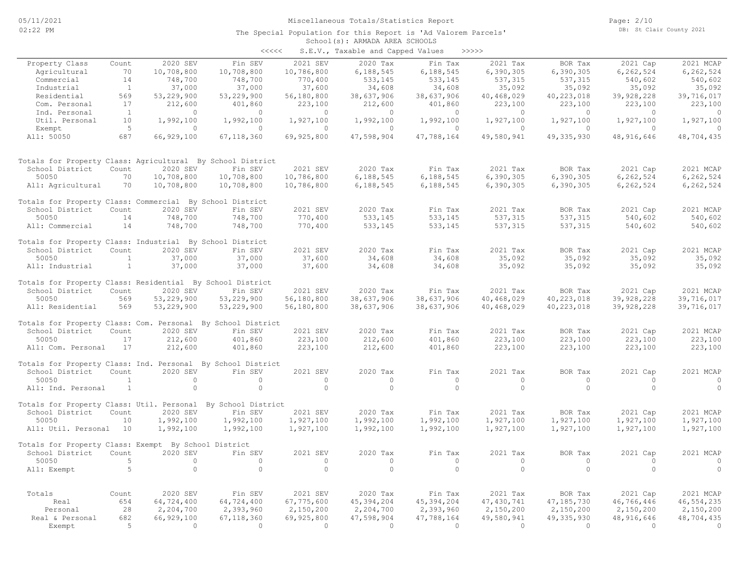# Miscellaneous Totals/Statistics Report

The Special Population for this Report is 'Ad Valorem Parcels'

School(s): ARMADA AREA SCHOOLS

<<<<< S.E.V., Taxable and Capped Values >>>>>

| Property Class | Count | 2020 SEV | Fin SEV | 2021 SEV | 2020 Tax | Fin Tax | 2021 Tax | BOR Tax | 2021 Cap | 2021 MCAP |
|---|---|---|---|---|---|---|---|---|---|---|
| Agricultural | 70 | 10,708,800 | 10,708,800 | 10,786,800 | 6,188,545 | 6,188,545 | 6,390,305 | 6,390,305 | 6,262,524 | 6,262,524 |
| Commercial | 14 | 748,700 | 748,700 | 770,400 | 533,145 | 533,145 | 537,315 | 537,315 | 540,602 | 540,602 |
| Industrial | 1 | 37,000 | 37,000 | 37,600 | 34,608 | 34,608 | 35,092 | 35,092 | 35,092 | 35,092 |
| Residential | 569 | 53,229,900 | 53,229,900 | 56,180,800 | 38,637,906 | 38,637,906 | 40,468,029 | 40,223,018 | 39,928,228 | 39,716,017 |
| Com. Personal | 17 | 212,600 | 401,860 | 223,100 | 212,600 | 401,860 | 223,100 | 223,100 | 223,100 | 223,100 |
| Ind. Personal | 1 | 0 | 0 | 0 | 0 | 0 | 0 | 0 | 0 | 0 |
| Util. Personal | 10 | 1,992,100 | 1,992,100 | 1,927,100 | 1,992,100 | 1,992,100 | 1,927,100 | 1,927,100 | 1,927,100 | 1,927,100 |
| Exempt | 5 | 0 | 0 | 0 | 0 | 0 | 0 | 0 | 0 | 0 |
| All: 50050 | 687 | 66,929,100 | 67,118,360 | 69,925,800 | 47,598,904 | 47,788,164 | 49,580,941 | 49,335,930 | 48,916,646 | 48,704,435 |

Totals for Property Class: Agricultural By School District

| School District | Count | 2020 SEV | Fin SEV | 2021 SEV | 2020 Tax | Fin Tax | 2021 Tax | BOR Tax | 2021 Cap | 2021 MCAP |
|---|---|---|---|---|---|---|---|---|---|---|
| 50050 | 70 | 10,708,800 | 10,708,800 | 10,786,800 | 6,188,545 | 6,188,545 | 6,390,305 | 6,390,305 | 6,262,524 | 6,262,524 |
| All: Agricultural | 70 | 10,708,800 | 10,708,800 | 10,786,800 | 6,188,545 | 6,188,545 | 6,390,305 | 6,390,305 | 6,262,524 | 6,262,524 |

Totals for Property Class: Commercial By School District

| School District | Count | 2020 SEV | Fin SEV | 2021 SEV | 2020 Tax | Fin Tax | 2021 Tax | BOR Tax | 2021 Cap | 2021 MCAP |
|---|---|---|---|---|---|---|---|---|---|---|
| 50050 | 14 | 748,700 | 748,700 | 770,400 | 533,145 | 533,145 | 537,315 | 537,315 | 540,602 | 540,602 |
| All: Commercial | 14 | 748,700 | 748,700 | 770,400 | 533,145 | 533,145 | 537,315 | 537,315 | 540,602 | 540,602 |

Totals for Property Class: Industrial By School District

| School District | Count | 2020 SEV | Fin SEV | 2021 SEV | 2020 Tax | Fin Tax | 2021 Tax | BOR Tax | 2021 Cap | 2021 MCAP |
|---|---|---|---|---|---|---|---|---|---|---|
| 50050 | 1 | 37,000 | 37,000 | 37,600 | 34,608 | 34,608 | 35,092 | 35,092 | 35,092 | 35,092 |
| All: Industrial | 1 | 37,000 | 37,000 | 37,600 | 34,608 | 34,608 | 35,092 | 35,092 | 35,092 | 35,092 |

Totals for Property Class: Residential By School District

| School District | Count | 2020 SEV | Fin SEV | 2021 SEV | 2020 Tax | Fin Tax | 2021 Tax | BOR Tax | 2021 Cap | 2021 MCAP |
|---|---|---|---|---|---|---|---|---|---|---|
| 50050 | 569 | 53,229,900 | 53,229,900 | 56,180,800 | 38,637,906 | 38,637,906 | 40,468,029 | 40,223,018 | 39,928,228 | 39,716,017 |
| All: Residential | 569 | 53,229,900 | 53,229,900 | 56,180,800 | 38,637,906 | 38,637,906 | 40,468,029 | 40,223,018 | 39,928,228 | 39,716,017 |

Totals for Property Class: Com. Personal By School District

| School District | Count | 2020 SEV | Fin SEV | 2021 SEV | 2020 Tax | Fin Tax | 2021 Tax | BOR Tax | 2021 Cap | 2021 MCAP |
|---|---|---|---|---|---|---|---|---|---|---|
| 50050 | 17 | 212,600 | 401,860 | 223,100 | 212,600 | 401,860 | 223,100 | 223,100 | 223,100 | 223,100 |
| All: Com. Personal | 17 | 212,600 | 401,860 | 223,100 | 212,600 | 401,860 | 223,100 | 223,100 | 223,100 | 223,100 |

Totals for Property Class: Ind. Personal By School District

| School District | Count | 2020 SEV | Fin SEV | 2021 SEV | 2020 Tax | Fin Tax | 2021 Tax | BOR Tax | 2021 Cap | 2021 MCAP |
|---|---|---|---|---|---|---|---|---|---|---|
| 50050 | 1 | 0 | 0 | 0 | 0 | 0 | 0 | 0 | 0 | 0 |
| All: Ind. Personal | 1 | 0 | 0 | 0 | 0 | 0 | 0 | 0 | 0 | 0 |

Totals for Property Class: Util. Personal By School District

| School District | Count | 2020 SEV | Fin SEV | 2021 SEV | 2020 Tax | Fin Tax | 2021 Tax | BOR Tax | 2021 Cap | 2021 MCAP |
|---|---|---|---|---|---|---|---|---|---|---|
| 50050 | 10 | 1,992,100 | 1,992,100 | 1,927,100 | 1,992,100 | 1,992,100 | 1,927,100 | 1,927,100 | 1,927,100 | 1,927,100 |
| All: Util. Personal | 10 | 1,992,100 | 1,992,100 | 1,927,100 | 1,992,100 | 1,992,100 | 1,927,100 | 1,927,100 | 1,927,100 | 1,927,100 |

Totals for Property Class: Exempt By School District

| School District | Count | 2020 SEV | Fin SEV | 2021 SEV | 2020 Tax | Fin Tax | 2021 Tax | BOR Tax | 2021 Cap | 2021 MCAP |
|---|---|---|---|---|---|---|---|---|---|---|
| 50050 | 5 | 0 | 0 | 0 | 0 | 0 | 0 | 0 | 0 | 0 |
| All: Exempt | 5 | 0 | 0 | 0 | 0 | 0 | 0 | 0 | 0 | 0 |

| Totals | Count | 2020 SEV | Fin SEV | 2021 SEV | 2020 Tax | Fin Tax | 2021 Tax | BOR Tax | 2021 Cap | 2021 MCAP |
|---|---|---|---|---|---|---|---|---|---|---|
| Real | 654 | 64,724,400 | 64,724,400 | 67,775,600 | 45,394,204 | 45,394,204 | 47,430,741 | 47,185,730 | 46,766,446 | 46,554,235 |
| Personal | 28 | 2,204,700 | 2,393,960 | 2,150,200 | 2,204,700 | 2,393,960 | 2,150,200 | 2,150,200 | 2,150,200 | 2,150,200 |
| Real & Personal | 682 | 66,929,100 | 67,118,360 | 69,925,800 | 47,598,904 | 47,788,164 | 49,580,941 | 49,335,930 | 48,916,646 | 48,704,435 |
| Exempt | 5 | 0 | 0 | 0 | 0 | 0 | 0 | 0 | 0 | 0 |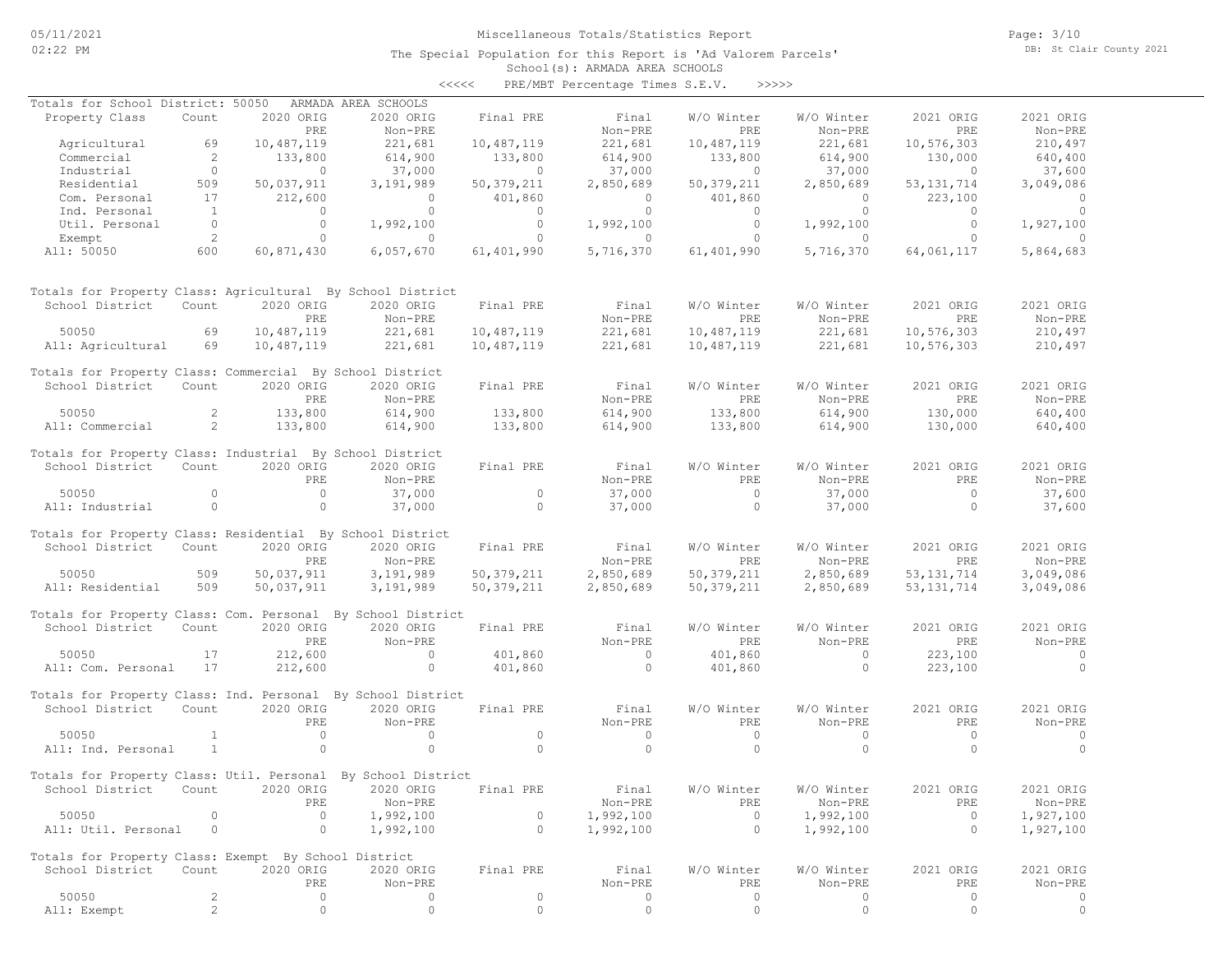# Miscellaneous Totals/Statistics Report

The Special Population for this Report is 'Ad Valorem Parcels'
School(s): ARMADA AREA SCHOOLS
<<<<< PRE/MBT Percentage Times S.E.V. >>>>>

Totals for School District: 50050 ARMADA AREA SCHOOLS

| Property Class | Count | 2020 ORIG PRE | 2020 ORIG Non-PRE | Final PRE | Final Non-PRE | W/O Winter PRE | W/O Winter Non-PRE | 2021 ORIG PRE | 2021 ORIG Non-PRE |
|---|---|---|---|---|---|---|---|---|---|
| Agricultural | 69 | 10,487,119 | 221,681 | 10,487,119 | 221,681 | 10,487,119 | 221,681 | 10,576,303 | 210,497 |
| Commercial | 2 | 133,800 | 614,900 | 133,800 | 614,900 | 133,800 | 614,900 | 130,000 | 640,400 |
| Industrial | 0 | 0 | 37,000 | 0 | 37,000 | 0 | 37,000 | 0 | 37,600 |
| Residential | 509 | 50,037,911 | 3,191,989 | 50,379,211 | 2,850,689 | 50,379,211 | 2,850,689 | 53,131,714 | 3,049,086 |
| Com. Personal | 17 | 212,600 | 0 | 401,860 | 0 | 401,860 | 0 | 223,100 | 0 |
| Ind. Personal | 1 | 0 | 0 | 0 | 0 | 0 | 0 | 0 | 0 |
| Util. Personal | 0 | 0 | 1,992,100 | 0 | 1,992,100 | 0 | 1,992,100 | 0 | 1,927,100 |
| Exempt | 2 | 0 | 0 | 0 | 0 | 0 | 0 | 0 | 0 |
| All: 50050 | 600 | 60,871,430 | 6,057,670 | 61,401,990 | 5,716,370 | 61,401,990 | 5,716,370 | 64,061,117 | 5,864,683 |

Totals for Property Class: Agricultural By School District

| School District | Count | 2020 ORIG PRE | 2020 ORIG Non-PRE | Final PRE | Final Non-PRE | W/O Winter PRE | W/O Winter Non-PRE | 2021 ORIG PRE | 2021 ORIG Non-PRE |
|---|---|---|---|---|---|---|---|---|---|
| 50050 | 69 | 10,487,119 | 221,681 | 10,487,119 | 221,681 | 10,487,119 | 221,681 | 10,576,303 | 210,497 |
| All: Agricultural | 69 | 10,487,119 | 221,681 | 10,487,119 | 221,681 | 10,487,119 | 221,681 | 10,576,303 | 210,497 |

Totals for Property Class: Commercial By School District

| School District | Count | 2020 ORIG PRE | 2020 ORIG Non-PRE | Final PRE | Final Non-PRE | W/O Winter PRE | W/O Winter Non-PRE | 2021 ORIG PRE | 2021 ORIG Non-PRE |
|---|---|---|---|---|---|---|---|---|---|
| 50050 | 2 | 133,800 | 614,900 | 133,800 | 614,900 | 133,800 | 614,900 | 130,000 | 640,400 |
| All: Commercial | 2 | 133,800 | 614,900 | 133,800 | 614,900 | 133,800 | 614,900 | 130,000 | 640,400 |

Totals for Property Class: Industrial By School District

| School District | Count | 2020 ORIG PRE | 2020 ORIG Non-PRE | Final PRE | Final Non-PRE | W/O Winter PRE | W/O Winter Non-PRE | 2021 ORIG PRE | 2021 ORIG Non-PRE |
|---|---|---|---|---|---|---|---|---|---|
| 50050 | 0 | 0 | 37,000 | 0 | 37,000 | 0 | 37,000 | 0 | 37,600 |
| All: Industrial | 0 | 0 | 37,000 | 0 | 37,000 | 0 | 37,000 | 0 | 37,600 |

Totals for Property Class: Residential By School District

| School District | Count | 2020 ORIG PRE | 2020 ORIG Non-PRE | Final PRE | Final Non-PRE | W/O Winter PRE | W/O Winter Non-PRE | 2021 ORIG PRE | 2021 ORIG Non-PRE |
|---|---|---|---|---|---|---|---|---|---|
| 50050 | 509 | 50,037,911 | 3,191,989 | 50,379,211 | 2,850,689 | 50,379,211 | 2,850,689 | 53,131,714 | 3,049,086 |
| All: Residential | 509 | 50,037,911 | 3,191,989 | 50,379,211 | 2,850,689 | 50,379,211 | 2,850,689 | 53,131,714 | 3,049,086 |

Totals for Property Class: Com. Personal By School District

| School District | Count | 2020 ORIG PRE | 2020 ORIG Non-PRE | Final PRE | Final Non-PRE | W/O Winter PRE | W/O Winter Non-PRE | 2021 ORIG PRE | 2021 ORIG Non-PRE |
|---|---|---|---|---|---|---|---|---|---|
| 50050 | 17 | 212,600 | 0 | 401,860 | 0 | 401,860 | 0 | 223,100 | 0 |
| All: Com. Personal | 17 | 212,600 | 0 | 401,860 | 0 | 401,860 | 0 | 223,100 | 0 |

Totals for Property Class: Ind. Personal By School District

| School District | Count | 2020 ORIG PRE | 2020 ORIG Non-PRE | Final PRE | Final Non-PRE | W/O Winter PRE | W/O Winter Non-PRE | 2021 ORIG PRE | 2021 ORIG Non-PRE |
|---|---|---|---|---|---|---|---|---|---|
| 50050 | 1 | 0 | 0 | 0 | 0 | 0 | 0 | 0 | 0 |
| All: Ind. Personal | 1 | 0 | 0 | 0 | 0 | 0 | 0 | 0 | 0 |

Totals for Property Class: Util. Personal By School District

| School District | Count | 2020 ORIG PRE | 2020 ORIG Non-PRE | Final PRE | Final Non-PRE | W/O Winter PRE | W/O Winter Non-PRE | 2021 ORIG PRE | 2021 ORIG Non-PRE |
|---|---|---|---|---|---|---|---|---|---|
| 50050 | 0 | 0 | 1,992,100 | 0 | 1,992,100 | 0 | 1,992,100 | 0 | 1,927,100 |
| All: Util. Personal | 0 | 0 | 1,992,100 | 0 | 1,992,100 | 0 | 1,992,100 | 0 | 1,927,100 |

Totals for Property Class: Exempt By School District

| School District | Count | 2020 ORIG PRE | 2020 ORIG Non-PRE | Final PRE | Final Non-PRE | W/O Winter PRE | W/O Winter Non-PRE | 2021 ORIG PRE | 2021 ORIG Non-PRE |
|---|---|---|---|---|---|---|---|---|---|
| 50050 | 2 | 0 | 0 | 0 | 0 | 0 | 0 | 0 | 0 |
| All: Exempt | 2 | 0 | 0 | 0 | 0 | 0 | 0 | 0 | 0 |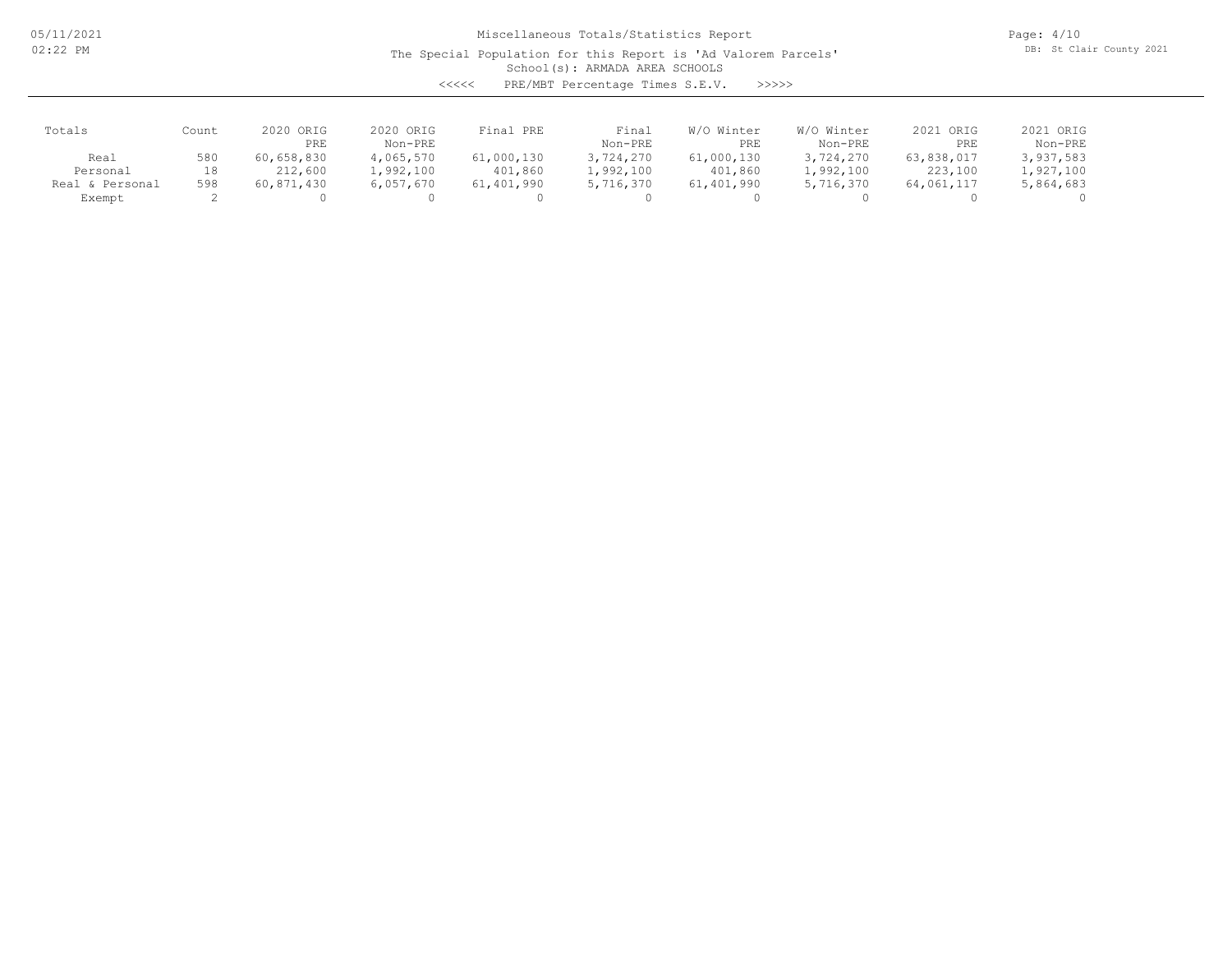Miscellaneous Totals/Statistics Report

The Special Population for this Report is 'Ad Valorem Parcels'

School(s): ARMADA AREA SCHOOLS

<<<<< PRE/MBT Percentage Times S.E.V. >>>>>

| Totals | Count | 2020 ORIG PRE | 2020 ORIG Non-PRE | Final PRE | Final Non-PRE | W/O Winter PRE | W/O Winter Non-PRE | 2021 ORIG PRE | 2021 ORIG Non-PRE |
|---|---|---|---|---|---|---|---|---|---|
| Real | 580 | 60,658,830 | 4,065,570 | 61,000,130 | 3,724,270 | 61,000,130 | 3,724,270 | 63,838,017 | 3,937,583 |
| Personal | 18 | 212,600 | 1,992,100 | 401,860 | 1,992,100 | 401,860 | 1,992,100 | 223,100 | 1,927,100 |
| Real & Personal | 598 | 60,871,430 | 6,057,670 | 61,401,990 | 5,716,370 | 61,401,990 | 5,716,370 | 64,061,117 | 5,864,683 |
| Exempt | 2 | 0 | 0 | 0 | 0 | 0 | 0 | 0 | 0 |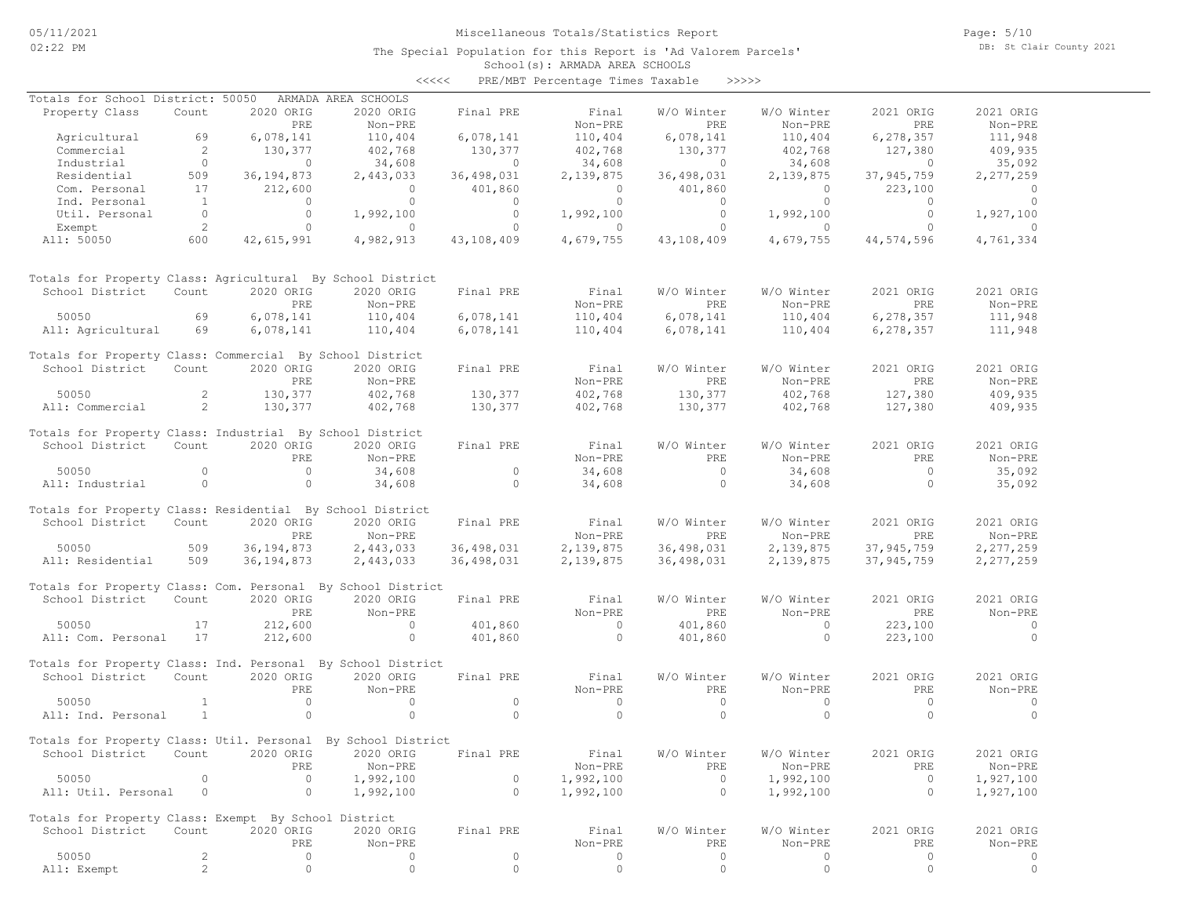# Miscellaneous Totals/Statistics Report

The Special Population for this Report is 'Ad Valorem Parcels'

School(s): ARMADA AREA SCHOOLS

<<<<< PRE/MBT Percentage Times Taxable >>>>>

## Totals for School District: 50050 ARMADA AREA SCHOOLS

| Property Class | Count | 2020 ORIG PRE | 2020 ORIG Non-PRE | Final PRE | Final Non-PRE | W/O Winter PRE | W/O Winter Non-PRE | 2021 ORIG PRE | 2021 ORIG Non-PRE |
|---|---|---|---|---|---|---|---|---|---|
| Agricultural | 69 | 6,078,141 | 110,404 | 6,078,141 | 110,404 | 6,078,141 | 110,404 | 6,278,357 | 111,948 |
| Commercial | 2 | 130,377 | 402,768 | 130,377 | 402,768 | 130,377 | 402,768 | 127,380 | 409,935 |
| Industrial | 0 | 0 | 34,608 | 0 | 34,608 | 0 | 34,608 | 0 | 35,092 |
| Residential | 509 | 36,194,873 | 2,443,033 | 36,498,031 | 2,139,875 | 36,498,031 | 2,139,875 | 37,945,759 | 2,277,259 |
| Com. Personal | 17 | 212,600 | 0 | 401,860 | 0 | 401,860 | 0 | 223,100 | 0 |
| Ind. Personal | 1 | 0 | 0 | 0 | 0 | 0 | 0 | 0 | 0 |
| Util. Personal | 0 | 0 | 1,992,100 | 0 | 1,992,100 | 0 | 1,992,100 | 0 | 1,927,100 |
| Exempt | 2 | 0 | 0 | 0 | 0 | 0 | 0 | 0 | 0 |
| All: 50050 | 600 | 42,615,991 | 4,982,913 | 43,108,409 | 4,679,755 | 43,108,409 | 4,679,755 | 44,574,596 | 4,761,334 |

## Totals for Property Class: Agricultural By School District

| School District | Count | 2020 ORIG PRE | 2020 ORIG Non-PRE | Final PRE | Final Non-PRE | W/O Winter PRE | W/O Winter Non-PRE | 2021 ORIG PRE | 2021 ORIG Non-PRE |
|---|---|---|---|---|---|---|---|---|---|
| 50050 | 69 | 6,078,141 | 110,404 | 6,078,141 | 110,404 | 6,078,141 | 110,404 | 6,278,357 | 111,948 |
| All: Agricultural | 69 | 6,078,141 | 110,404 | 6,078,141 | 110,404 | 6,078,141 | 110,404 | 6,278,357 | 111,948 |

## Totals for Property Class: Commercial By School District

| School District | Count | 2020 ORIG PRE | 2020 ORIG Non-PRE | Final PRE | Final Non-PRE | W/O Winter PRE | W/O Winter Non-PRE | 2021 ORIG PRE | 2021 ORIG Non-PRE |
|---|---|---|---|---|---|---|---|---|---|
| 50050 | 2 | 130,377 | 402,768 | 130,377 | 402,768 | 130,377 | 402,768 | 127,380 | 409,935 |
| All: Commercial | 2 | 130,377 | 402,768 | 130,377 | 402,768 | 130,377 | 402,768 | 127,380 | 409,935 |

## Totals for Property Class: Industrial By School District

| School District | Count | 2020 ORIG PRE | 2020 ORIG Non-PRE | Final PRE | Final Non-PRE | W/O Winter PRE | W/O Winter Non-PRE | 2021 ORIG PRE | 2021 ORIG Non-PRE |
|---|---|---|---|---|---|---|---|---|---|
| 50050 | 0 | 0 | 34,608 | 0 | 34,608 | 0 | 34,608 | 0 | 35,092 |
| All: Industrial | 0 | 0 | 34,608 | 0 | 34,608 | 0 | 34,608 | 0 | 35,092 |

## Totals for Property Class: Residential By School District

| School District | Count | 2020 ORIG PRE | 2020 ORIG Non-PRE | Final PRE | Final Non-PRE | W/O Winter PRE | W/O Winter Non-PRE | 2021 ORIG PRE | 2021 ORIG Non-PRE |
|---|---|---|---|---|---|---|---|---|---|
| 50050 | 509 | 36,194,873 | 2,443,033 | 36,498,031 | 2,139,875 | 36,498,031 | 2,139,875 | 37,945,759 | 2,277,259 |
| All: Residential | 509 | 36,194,873 | 2,443,033 | 36,498,031 | 2,139,875 | 36,498,031 | 2,139,875 | 37,945,759 | 2,277,259 |

## Totals for Property Class: Com. Personal By School District

| School District | Count | 2020 ORIG PRE | 2020 ORIG Non-PRE | Final PRE | Final Non-PRE | W/O Winter PRE | W/O Winter Non-PRE | 2021 ORIG PRE | 2021 ORIG Non-PRE |
|---|---|---|---|---|---|---|---|---|---|
| 50050 | 17 | 212,600 | 0 | 401,860 | 0 | 401,860 | 0 | 223,100 | 0 |
| All: Com. Personal | 17 | 212,600 | 0 | 401,860 | 0 | 401,860 | 0 | 223,100 | 0 |

## Totals for Property Class: Ind. Personal By School District

| School District | Count | 2020 ORIG PRE | 2020 ORIG Non-PRE | Final PRE | Final Non-PRE | W/O Winter PRE | W/O Winter Non-PRE | 2021 ORIG PRE | 2021 ORIG Non-PRE |
|---|---|---|---|---|---|---|---|---|---|
| 50050 | 1 | 0 | 0 | 0 | 0 | 0 | 0 | 0 | 0 |
| All: Ind. Personal | 1 | 0 | 0 | 0 | 0 | 0 | 0 | 0 | 0 |

## Totals for Property Class: Util. Personal By School District

| School District | Count | 2020 ORIG PRE | 2020 ORIG Non-PRE | Final PRE | Final Non-PRE | W/O Winter PRE | W/O Winter Non-PRE | 2021 ORIG PRE | 2021 ORIG Non-PRE |
|---|---|---|---|---|---|---|---|---|---|
| 50050 | 0 | 0 | 1,992,100 | 0 | 1,992,100 | 0 | 1,992,100 | 0 | 1,927,100 |
| All: Util. Personal | 0 | 0 | 1,992,100 | 0 | 1,992,100 | 0 | 1,992,100 | 0 | 1,927,100 |

## Totals for Property Class: Exempt By School District

| School District | Count | 2020 ORIG PRE | 2020 ORIG Non-PRE | Final PRE | Final Non-PRE | W/O Winter PRE | W/O Winter Non-PRE | 2021 ORIG PRE | 2021 ORIG Non-PRE |
|---|---|---|---|---|---|---|---|---|---|
| 50050 | 2 | 0 | 0 | 0 | 0 | 0 | 0 | 0 | 0 |
| All: Exempt | 2 | 0 | 0 | 0 | 0 | 0 | 0 | 0 | 0 |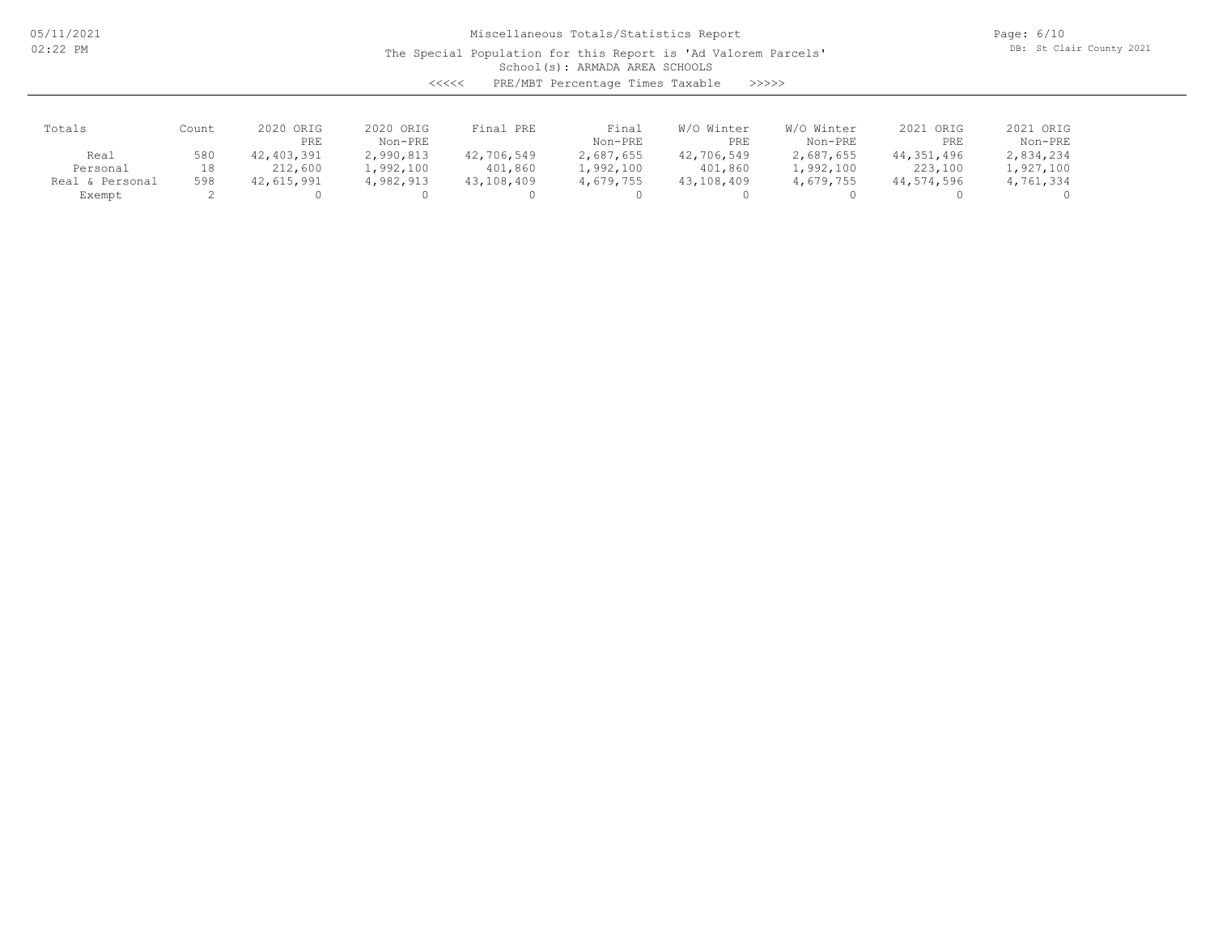Miscellaneous Totals/Statistics Report

The Special Population for this Report is 'Ad Valorem Parcels'

School(s): ARMADA AREA SCHOOLS

<<<<< PRE/MBT Percentage Times Taxable >>>>>

| Totals | Count | 2020 ORIG PRE | 2020 ORIG Non-PRE | Final PRE | Final Non-PRE | W/O Winter PRE | W/O Winter Non-PRE | 2021 ORIG PRE | 2021 ORIG Non-PRE |
|---|---|---|---|---|---|---|---|---|---|
| Real | 580 | 42,403,391 | 2,990,813 | 42,706,549 | 2,687,655 | 42,706,549 | 2,687,655 | 44,351,496 | 2,834,234 |
| Personal | 18 | 212,600 | 1,992,100 | 401,860 | 1,992,100 | 401,860 | 1,992,100 | 223,100 | 1,927,100 |
| Real & Personal | 598 | 42,615,991 | 4,982,913 | 43,108,409 | 4,679,755 | 43,108,409 | 4,679,755 | 44,574,596 | 4,761,334 |
| Exempt | 2 | 0 | 0 | 0 | 0 | 0 | 0 | 0 | 0 |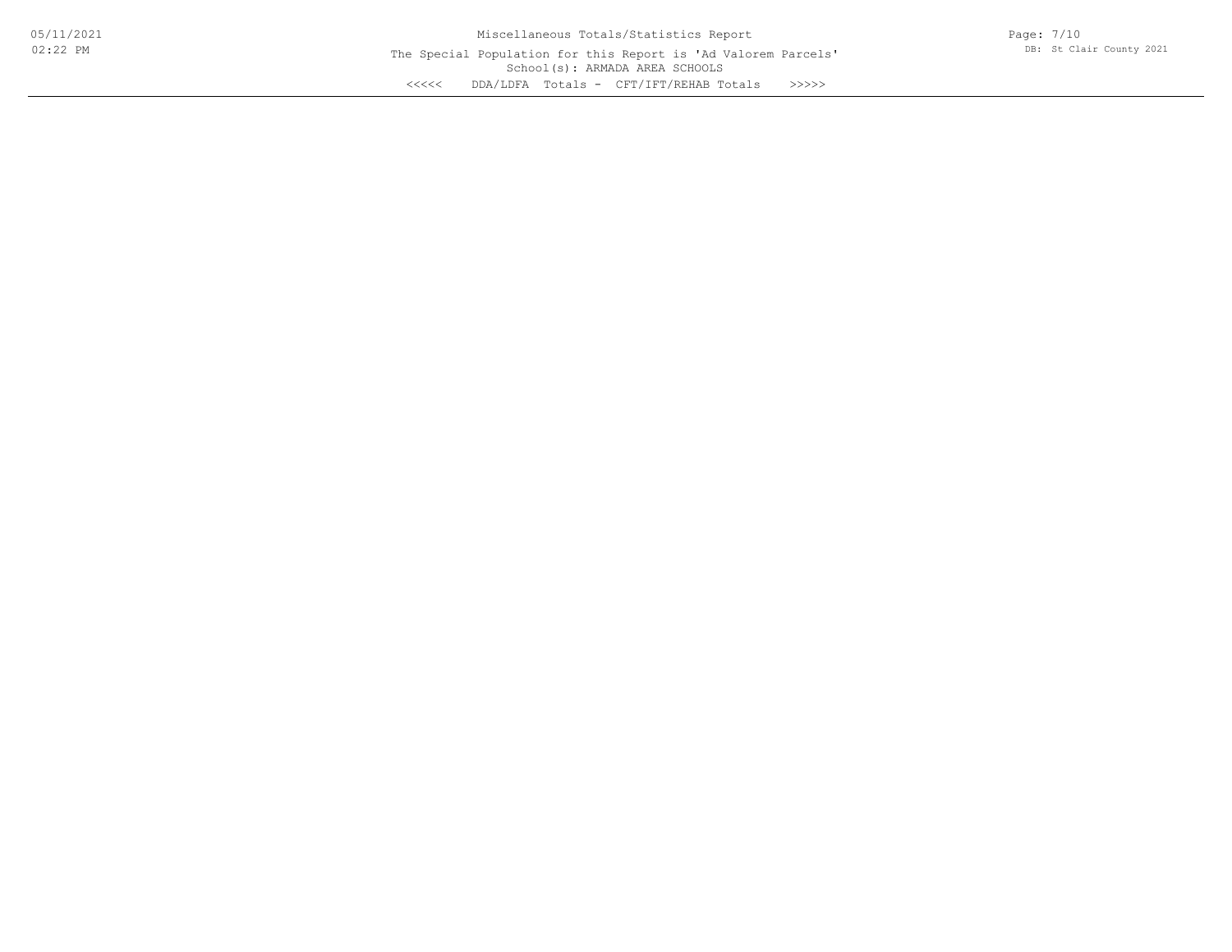# Miscellaneous Totals/Statistics Report

The Special Population for this Report is 'Ad Valorem Parcels'

School(s): ARMADA AREA SCHOOLS

## <<<<< DDA/LDFA Totals - CFT/IFT/REHAB Totals >>>>>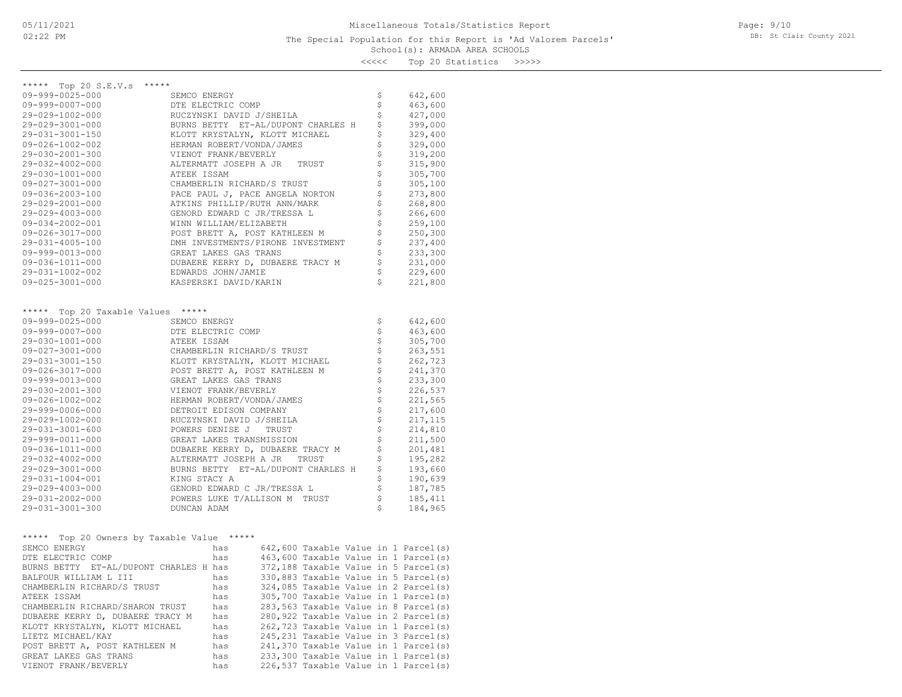Miscellaneous Totals/Statistics Report

The Special Population for this Report is 'Ad Valorem Parcels'

School(s): ARMADA AREA SCHOOLS

<<<<< Top 20 Statistics >>>>>

## ***** Top 20 S.E.V.s *****

| Parcel | Owner | | Value |
|---|---|---|---|
| 09-999-0025-000 | SEMCO ENERGY | $ | 642,600 |
| 09-999-0007-000 | DTE ELECTRIC COMP | $ | 463,600 |
| 29-029-1002-000 | RUCZYNSKI DAVID J/SHEILA | $ | 427,000 |
| 29-029-3001-000 | BURNS BETTY ET-AL/DUPONT CHARLES H | $ | 399,000 |
| 29-031-3001-150 | KLOTT KRYSTALYN, KLOTT MICHAEL | $ | 329,400 |
| 09-026-1002-002 | HERMAN ROBERT/VONDA/JAMES | $ | 329,000 |
| 29-030-2001-300 | VIENOT FRANK/BEVERLY | $ | 319,200 |
| 29-032-4002-000 | ALTERMATT JOSEPH A JR TRUST | $ | 315,900 |
| 29-030-1001-000 | ATEEK ISSAM | $ | 305,700 |
| 09-027-3001-000 | CHAMBERLIN RICHARD/S TRUST | $ | 305,100 |
| 09-036-2003-100 | PACE PAUL J, PACE ANGELA NORTON | $ | 273,800 |
| 29-029-2001-000 | ATKINS PHILLIP/RUTH ANN/MARK | $ | 268,800 |
| 29-029-4003-000 | GENORD EDWARD C JR/TRESSA L | $ | 266,600 |
| 09-034-2002-001 | WINN WILLIAM/ELIZABETH | $ | 259,100 |
| 09-026-3017-000 | POST BRETT A, POST KATHLEEN M | $ | 250,300 |
| 29-031-4005-100 | DMH INVESTMENTS/PIRONE INVESTMENT | $ | 237,400 |
| 09-999-0013-000 | GREAT LAKES GAS TRANS | $ | 233,300 |
| 09-036-1011-000 | DUBAERE KERRY D, DUBAERE TRACY M | $ | 231,000 |
| 29-031-1002-002 | EDWARDS JOHN/JAMIE | $ | 229,600 |
| 09-025-3001-000 | KASPERSKI DAVID/KARIN | $ | 221,800 |

## ***** Top 20 Taxable Values *****

| Parcel | Owner | | Value |
|---|---|---|---|
| 09-999-0025-000 | SEMCO ENERGY | $ | 642,600 |
| 09-999-0007-000 | DTE ELECTRIC COMP | $ | 463,600 |
| 29-030-1001-000 | ATEEK ISSAM | $ | 305,700 |
| 09-027-3001-000 | CHAMBERLIN RICHARD/S TRUST | $ | 263,551 |
| 29-031-3001-150 | KLOTT KRYSTALYN, KLOTT MICHAEL | $ | 262,723 |
| 09-026-3017-000 | POST BRETT A, POST KATHLEEN M | $ | 241,370 |
| 09-999-0013-000 | GREAT LAKES GAS TRANS | $ | 233,300 |
| 29-030-2001-300 | VIENOT FRANK/BEVERLY | $ | 226,537 |
| 09-026-1002-002 | HERMAN ROBERT/VONDA/JAMES | $ | 221,565 |
| 29-999-0006-000 | DETROIT EDISON COMPANY | $ | 217,600 |
| 29-029-1002-000 | RUCZYNSKI DAVID J/SHEILA | $ | 217,115 |
| 29-031-3001-600 | POWERS DENISE J TRUST | $ | 214,810 |
| 29-999-0011-000 | GREAT LAKES TRANSMISSION | $ | 211,500 |
| 09-036-1011-000 | DUBAERE KERRY D, DUBAERE TRACY M | $ | 201,481 |
| 29-032-4002-000 | ALTERMATT JOSEPH A JR TRUST | $ | 195,282 |
| 29-029-3001-000 | BURNS BETTY ET-AL/DUPONT CHARLES H | $ | 193,660 |
| 29-031-1004-001 | KING STACY A | $ | 190,639 |
| 29-029-4003-000 | GENORD EDWARD C JR/TRESSA L | $ | 187,785 |
| 29-031-2002-000 | POWERS LUKE T/ALLISON M TRUST | $ | 185,411 |
| 29-031-3001-300 | DUNCAN ADAM | $ | 184,965 |

## ***** Top 20 Owners by Taxable Value *****

| Owner | | Taxable Value |
|---|---|---|
| SEMCO ENERGY | has | 642,600 Taxable Value in 1 Parcel(s) |
| DTE ELECTRIC COMP | has | 463,600 Taxable Value in 1 Parcel(s) |
| BURNS BETTY ET-AL/DUPONT CHARLES H | has | 372,188 Taxable Value in 5 Parcel(s) |
| BALFOUR WILLIAM L III | has | 330,883 Taxable Value in 5 Parcel(s) |
| CHAMBERLIN RICHARD/S TRUST | has | 324,085 Taxable Value in 2 Parcel(s) |
| ATEEK ISSAM | has | 305,700 Taxable Value in 1 Parcel(s) |
| CHAMBERLIN RICHARD/SHARON TRUST | has | 283,563 Taxable Value in 8 Parcel(s) |
| DUBAERE KERRY D, DUBAERE TRACY M | has | 280,922 Taxable Value in 2 Parcel(s) |
| KLOTT KRYSTALYN, KLOTT MICHAEL | has | 262,723 Taxable Value in 1 Parcel(s) |
| LIETZ MICHAEL/KAY | has | 245,231 Taxable Value in 3 Parcel(s) |
| POST BRETT A, POST KATHLEEN M | has | 241,370 Taxable Value in 1 Parcel(s) |
| GREAT LAKES GAS TRANS | has | 233,300 Taxable Value in 1 Parcel(s) |
| VIENOT FRANK/BEVERLY | has | 226,537 Taxable Value in 1 Parcel(s) |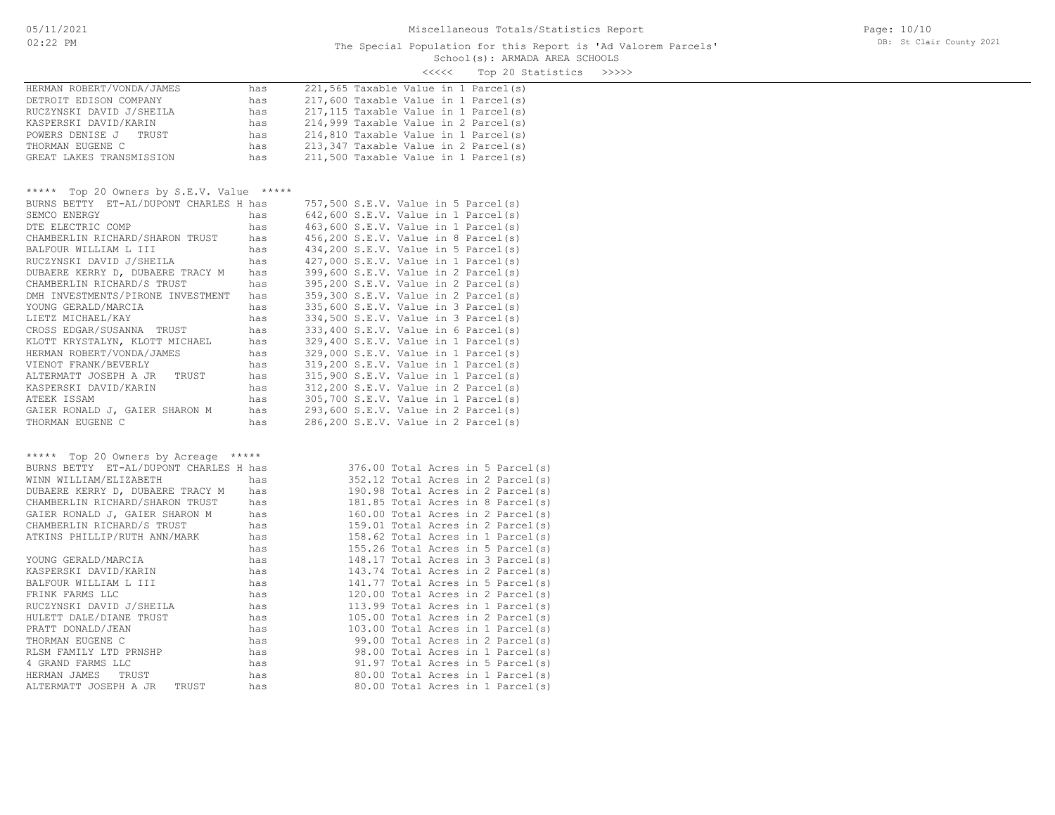Miscellaneous Totals/Statistics Report

The Special Population for this Report is 'Ad Valorem Parcels'

School(s): ARMADA AREA SCHOOLS

<<<<< Top 20 Statistics >>>>>

| | | |
|---|---|---|
| HERMAN ROBERT/VONDA/JAMES | has | 221,565 Taxable Value in 1 Parcel(s) |
| DETROIT EDISON COMPANY | has | 217,600 Taxable Value in 1 Parcel(s) |
| RUCZYNSKI DAVID J/SHEILA | has | 217,115 Taxable Value in 1 Parcel(s) |
| KASPERSKI DAVID/KARIN | has | 214,999 Taxable Value in 2 Parcel(s) |
| POWERS DENISE J TRUST | has | 214,810 Taxable Value in 1 Parcel(s) |
| THORMAN EUGENE C | has | 213,347 Taxable Value in 2 Parcel(s) |
| GREAT LAKES TRANSMISSION | has | 211,500 Taxable Value in 1 Parcel(s) |

***** Top 20 Owners by S.E.V. Value *****

| | | |
|---|---|---|
| BURNS BETTY ET-AL/DUPONT CHARLES H | has | 757,500 S.E.V. Value in 5 Parcel(s) |
| SEMCO ENERGY | has | 642,600 S.E.V. Value in 1 Parcel(s) |
| DTE ELECTRIC COMP | has | 463,600 S.E.V. Value in 1 Parcel(s) |
| CHAMBERLIN RICHARD/SHARON TRUST | has | 456,200 S.E.V. Value in 8 Parcel(s) |
| BALFOUR WILLIAM L III | has | 434,200 S.E.V. Value in 5 Parcel(s) |
| RUCZYNSKI DAVID J/SHEILA | has | 427,000 S.E.V. Value in 1 Parcel(s) |
| DUBAERE KERRY D, DUBAERE TRACY M | has | 399,600 S.E.V. Value in 2 Parcel(s) |
| CHAMBERLIN RICHARD/S TRUST | has | 395,200 S.E.V. Value in 2 Parcel(s) |
| DMH INVESTMENTS/PIRONE INVESTMENT | has | 359,300 S.E.V. Value in 2 Parcel(s) |
| YOUNG GERALD/MARCIA | has | 335,600 S.E.V. Value in 3 Parcel(s) |
| LIETZ MICHAEL/KAY | has | 334,500 S.E.V. Value in 3 Parcel(s) |
| CROSS EDGAR/SUSANNA TRUST | has | 333,400 S.E.V. Value in 6 Parcel(s) |
| KLOTT KRYSTALYN, KLOTT MICHAEL | has | 329,400 S.E.V. Value in 1 Parcel(s) |
| HERMAN ROBERT/VONDA/JAMES | has | 329,000 S.E.V. Value in 1 Parcel(s) |
| VIENOT FRANK/BEVERLY | has | 319,200 S.E.V. Value in 1 Parcel(s) |
| ALTERMATT JOSEPH A JR TRUST | has | 315,900 S.E.V. Value in 1 Parcel(s) |
| KASPERSKI DAVID/KARIN | has | 312,200 S.E.V. Value in 2 Parcel(s) |
| ATEEK ISSAM | has | 305,700 S.E.V. Value in 1 Parcel(s) |
| GAIER RONALD J, GAIER SHARON M | has | 293,600 S.E.V. Value in 2 Parcel(s) |
| THORMAN EUGENE C | has | 286,200 S.E.V. Value in 2 Parcel(s) |

***** Top 20 Owners by Acreage *****

| | | |
|---|---|---|
| BURNS BETTY ET-AL/DUPONT CHARLES H | has | 376.00 Total Acres in 5 Parcel(s) |
| WINN WILLIAM/ELIZABETH | has | 352.12 Total Acres in 2 Parcel(s) |
| DUBAERE KERRY D, DUBAERE TRACY M | has | 190.98 Total Acres in 2 Parcel(s) |
| CHAMBERLIN RICHARD/SHARON TRUST | has | 181.85 Total Acres in 8 Parcel(s) |
| GAIER RONALD J, GAIER SHARON M | has | 160.00 Total Acres in 2 Parcel(s) |
| CHAMBERLIN RICHARD/S TRUST | has | 159.01 Total Acres in 2 Parcel(s) |
| ATKINS PHILLIP/RUTH ANN/MARK | has | 158.62 Total Acres in 1 Parcel(s) |
| | has | 155.26 Total Acres in 5 Parcel(s) |
| YOUNG GERALD/MARCIA | has | 148.17 Total Acres in 3 Parcel(s) |
| KASPERSKI DAVID/KARIN | has | 143.74 Total Acres in 2 Parcel(s) |
| BALFOUR WILLIAM L III | has | 141.77 Total Acres in 5 Parcel(s) |
| FRINK FARMS LLC | has | 120.00 Total Acres in 2 Parcel(s) |
| RUCZYNSKI DAVID J/SHEILA | has | 113.99 Total Acres in 1 Parcel(s) |
| HULETT DALE/DIANE TRUST | has | 105.00 Total Acres in 2 Parcel(s) |
| PRATT DONALD/JEAN | has | 103.00 Total Acres in 1 Parcel(s) |
| THORMAN EUGENE C | has | 99.00 Total Acres in 2 Parcel(s) |
| RLSM FAMILY LTD PRNSHP | has | 98.00 Total Acres in 1 Parcel(s) |
| 4 GRAND FARMS LLC | has | 91.97 Total Acres in 5 Parcel(s) |
| HERMAN JAMES TRUST | has | 80.00 Total Acres in 1 Parcel(s) |
| ALTERMATT JOSEPH A JR TRUST | has | 80.00 Total Acres in 1 Parcel(s) |